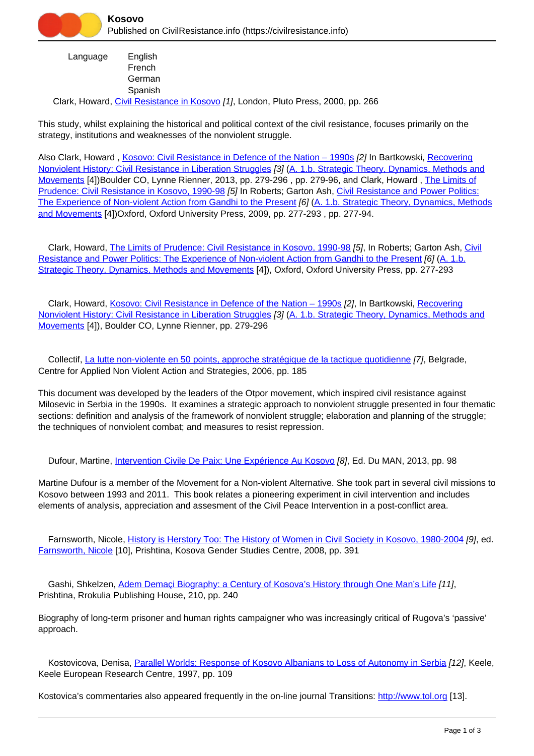Language English
French
German
Spanish

Clark, Howard, [Civil Resistance in Kosovo](#) [1], London, Pluto Press, 2000, pp. 266

This study, whilst explaining the historical and political context of the civil resistance, focuses primarily on the strategy, institutions and weaknesses of the nonviolent struggle.

Also Clark, Howard , Kosovo: Civil Resistance in Defence of the Nation – 1990s [2] In Bartkowski, Recovering Nonviolent History: Civil Resistance in Liberation Struggles [3] (A. 1.b. Strategic Theory, Dynamics, Methods and Movements [4])Boulder CO, Lynne Rienner, 2013, pp. 279-296 , pp. 279-96, and Clark, Howard , The Limits of Prudence: Civil Resistance in Kosovo, 1990-98 [5] In Roberts; Garton Ash, Civil Resistance and Power Politics: The Experience of Non-violent Action from Gandhi to the Present [6] (A. 1.b. Strategic Theory, Dynamics, Methods and Movements [4])Oxford, Oxford University Press, 2009, pp. 277-293 , pp. 277-94.

Clark, Howard, The Limits of Prudence: Civil Resistance in Kosovo, 1990-98 [5], In Roberts; Garton Ash, Civil Resistance and Power Politics: The Experience of Non-violent Action from Gandhi to the Present [6] (A. 1.b. Strategic Theory, Dynamics, Methods and Movements [4]), Oxford, Oxford University Press, pp. 277-293

Clark, Howard, Kosovo: Civil Resistance in Defence of the Nation – 1990s [2], In Bartkowski, Recovering Nonviolent History: Civil Resistance in Liberation Struggles [3] (A. 1.b. Strategic Theory, Dynamics, Methods and Movements [4]), Boulder CO, Lynne Rienner, pp. 279-296

Collectif, La lutte non-violente en 50 points, approche stratégique de la tactique quotidienne [7], Belgrade, Centre for Applied Non Violent Action and Strategies, 2006, pp. 185

This document was developed by the leaders of the Otpor movement, which inspired civil resistance against Milosevic in Serbia in the 1990s. It examines a strategic approach to nonviolent struggle presented in four thematic sections: definition and analysis of the framework of nonviolent struggle; elaboration and planning of the struggle; the techniques of nonviolent combat; and measures to resist repression.

Dufour, Martine, Intervention Civile De Paix: Une Expérience Au Kosovo [8], Ed. Du MAN, 2013, pp. 98

Martine Dufour is a member of the Movement for a Non-violent Alternative. She took part in several civil missions to Kosovo between 1993 and 2011. This book relates a pioneering experiment in civil intervention and includes elements of analysis, appreciation and assesment of the Civil Peace Intervention in a post-conflict area.

Farnsworth, Nicole, History is Herstory Too: The History of Women in Civil Society in Kosovo, 1980-2004 [9], ed. Farnsworth, Nicole [10], Prishtina, Kosova Gender Studies Centre, 2008, pp. 391

Gashi, Shkelzen, Adem Demaçi Biography: a Century of Kosova's History through One Man's Life [11], Prishtina, Rrokulia Publishing House, 210, pp. 240

Biography of long-term prisoner and human rights campaigner who was increasingly critical of Rugova's 'passive' approach.

Kostovicova, Denisa, Parallel Worlds: Response of Kosovo Albanians to Loss of Autonomy in Serbia [12], Keele, Keele European Research Centre, 1997, pp. 109

Kostovica's commentaries also appeared frequently in the on-line journal Transitions: http://www.tol.org [13].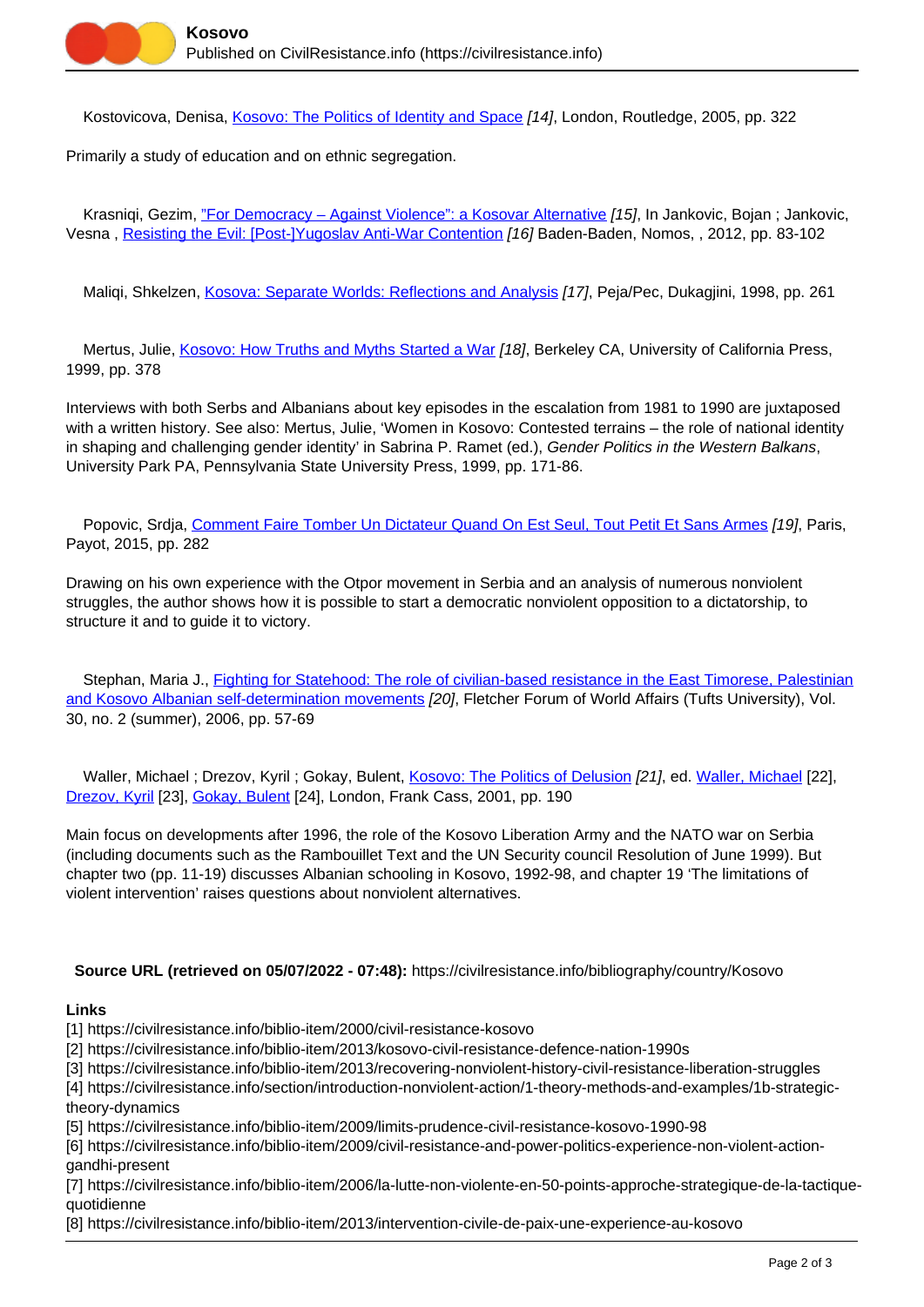Kostovicova, Denisa, [Kosovo: The Politics of Identity and Space](#) *[14]*, London, Routledge, 2005, pp. 322

Primarily a study of education and on ethnic segregation.

Krasniqi, Gezim, ["For Democracy – Against Violence": a Kosovar Alternative](#) *[15]*, In Jankovic, Bojan ; Jankovic, Vesna , [Resisting the Evil: [Post-]Yugoslav Anti-War Contention](#) *[16]* Baden-Baden, Nomos, , 2012, pp. 83-102

Maliqi, Shkelzen, [Kosova: Separate Worlds: Reflections and Analysis](#) *[17]*, Peja/Pec, Dukagjini, 1998, pp. 261

Mertus, Julie, [Kosovo: How Truths and Myths Started a War](#) *[18]*, Berkeley CA, University of California Press, 1999, pp. 378

Interviews with both Serbs and Albanians about key episodes in the escalation from 1981 to 1990 are juxtaposed with a written history. See also: Mertus, Julie, 'Women in Kosovo: Contested terrains – the role of national identity in shaping and challenging gender identity' in Sabrina P. Ramet (ed.), *Gender Politics in the Western Balkans*, University Park PA, Pennsylvania State University Press, 1999, pp. 171-86.

Popovic, Srdja, [Comment Faire Tomber Un Dictateur Quand On Est Seul, Tout Petit Et Sans Armes](#) *[19]*, Paris, Payot, 2015, pp. 282

Drawing on his own experience with the Otpor movement in Serbia and an analysis of numerous nonviolent struggles, the author shows how it is possible to start a democratic nonviolent opposition to a dictatorship, to structure it and to guide it to victory.

Stephan, Maria J., [Fighting for Statehood: The role of civilian-based resistance in the East Timorese, Palestinian and Kosovo Albanian self-determination movements](#) *[20]*, Fletcher Forum of World Affairs (Tufts University), Vol. 30, no. 2 (summer), 2006, pp. 57-69

Waller, Michael ; Drezov, Kyril ; Gokay, Bulent, [Kosovo: The Politics of Delusion](#) *[21]*, ed. [Waller, Michael](#) [22], [Drezov, Kyril](#) [23], [Gokay, Bulent](#) [24], London, Frank Cass, 2001, pp. 190

Main focus on developments after 1996, the role of the Kosovo Liberation Army and the NATO war on Serbia (including documents such as the Rambouillet Text and the UN Security council Resolution of June 1999). But chapter two (pp. 11-19) discusses Albanian schooling in Kosovo, 1992-98, and chapter 19 'The limitations of violent intervention' raises questions about nonviolent alternatives.

**Source URL (retrieved on 05/07/2022 - 07:48):** https://civilresistance.info/bibliography/country/Kosovo

**Links**

[1] https://civilresistance.info/biblio-item/2000/civil-resistance-kosovo
[2] https://civilresistance.info/biblio-item/2013/kosovo-civil-resistance-defence-nation-1990s
[3] https://civilresistance.info/biblio-item/2013/recovering-nonviolent-history-civil-resistance-liberation-struggles
[4] https://civilresistance.info/section/introduction-nonviolent-action/1-theory-methods-and-examples/1b-strategic-theory-dynamics
[5] https://civilresistance.info/biblio-item/2009/limits-prudence-civil-resistance-kosovo-1990-98
[6] https://civilresistance.info/biblio-item/2009/civil-resistance-and-power-politics-experience-non-violent-action-gandhi-present
[7] https://civilresistance.info/biblio-item/2006/la-lutte-non-violente-en-50-points-approche-strategique-de-la-tactique-quotidienne
[8] https://civilresistance.info/biblio-item/2013/intervention-civile-de-paix-une-experience-au-kosovo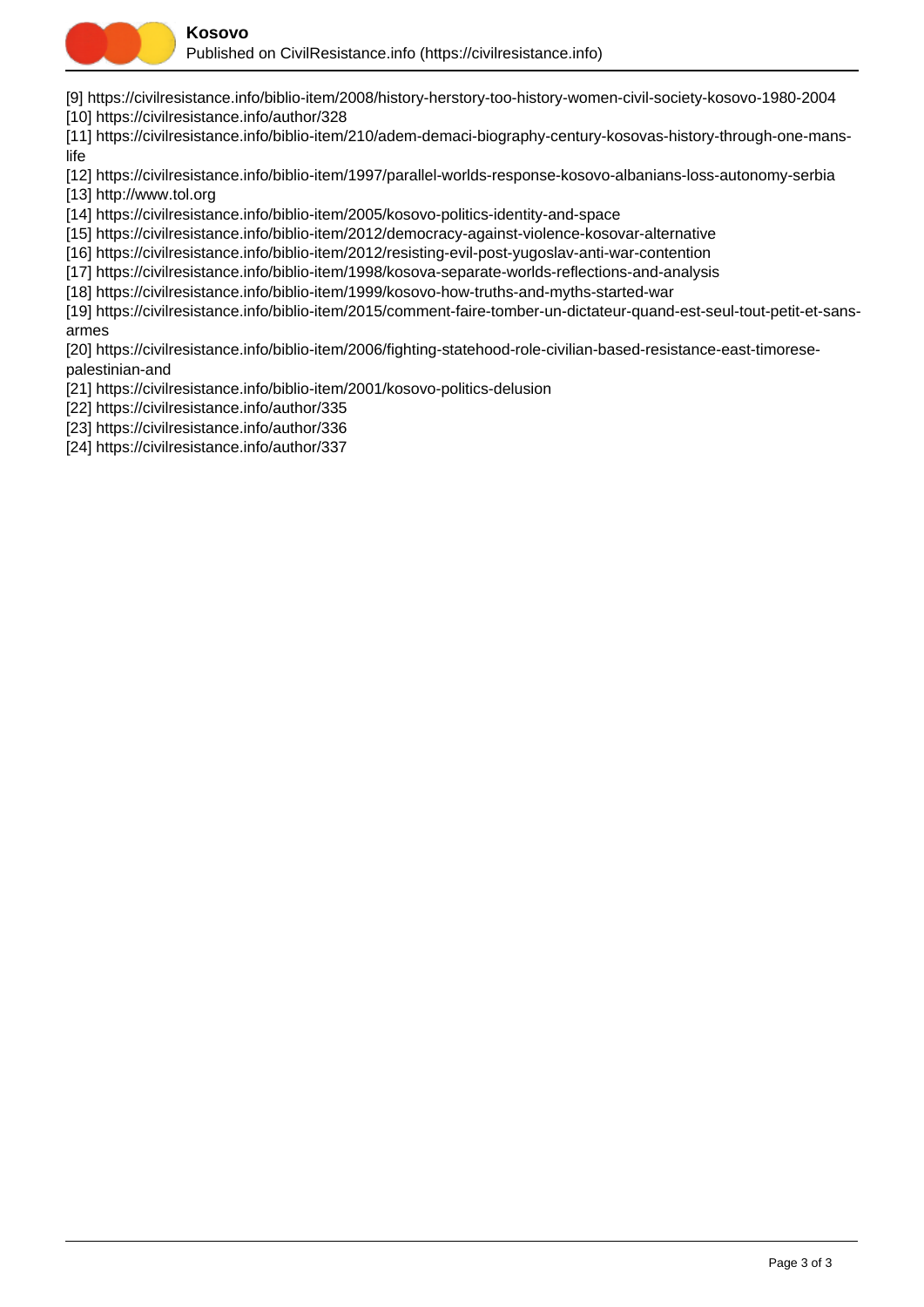[9] https://civilresistance.info/biblio-item/2008/history-herstory-too-history-women-civil-society-kosovo-1980-2004
[10] https://civilresistance.info/author/328
[11] https://civilresistance.info/biblio-item/210/adem-demaci-biography-century-kosovas-history-through-one-mans-life
[12] https://civilresistance.info/biblio-item/1997/parallel-worlds-response-kosovo-albanians-loss-autonomy-serbia
[13] http://www.tol.org
[14] https://civilresistance.info/biblio-item/2005/kosovo-politics-identity-and-space
[15] https://civilresistance.info/biblio-item/2012/democracy-against-violence-kosovar-alternative
[16] https://civilresistance.info/biblio-item/2012/resisting-evil-post-yugoslav-anti-war-contention
[17] https://civilresistance.info/biblio-item/1998/kosova-separate-worlds-reflections-and-analysis
[18] https://civilresistance.info/biblio-item/1999/kosovo-how-truths-and-myths-started-war
[19] https://civilresistance.info/biblio-item/2015/comment-faire-tomber-un-dictateur-quand-est-seul-tout-petit-et-sans-armes
[20] https://civilresistance.info/biblio-item/2006/fighting-statehood-role-civilian-based-resistance-east-timorese-palestinian-and
[21] https://civilresistance.info/biblio-item/2001/kosovo-politics-delusion
[22] https://civilresistance.info/author/335
[23] https://civilresistance.info/author/336
[24] https://civilresistance.info/author/337